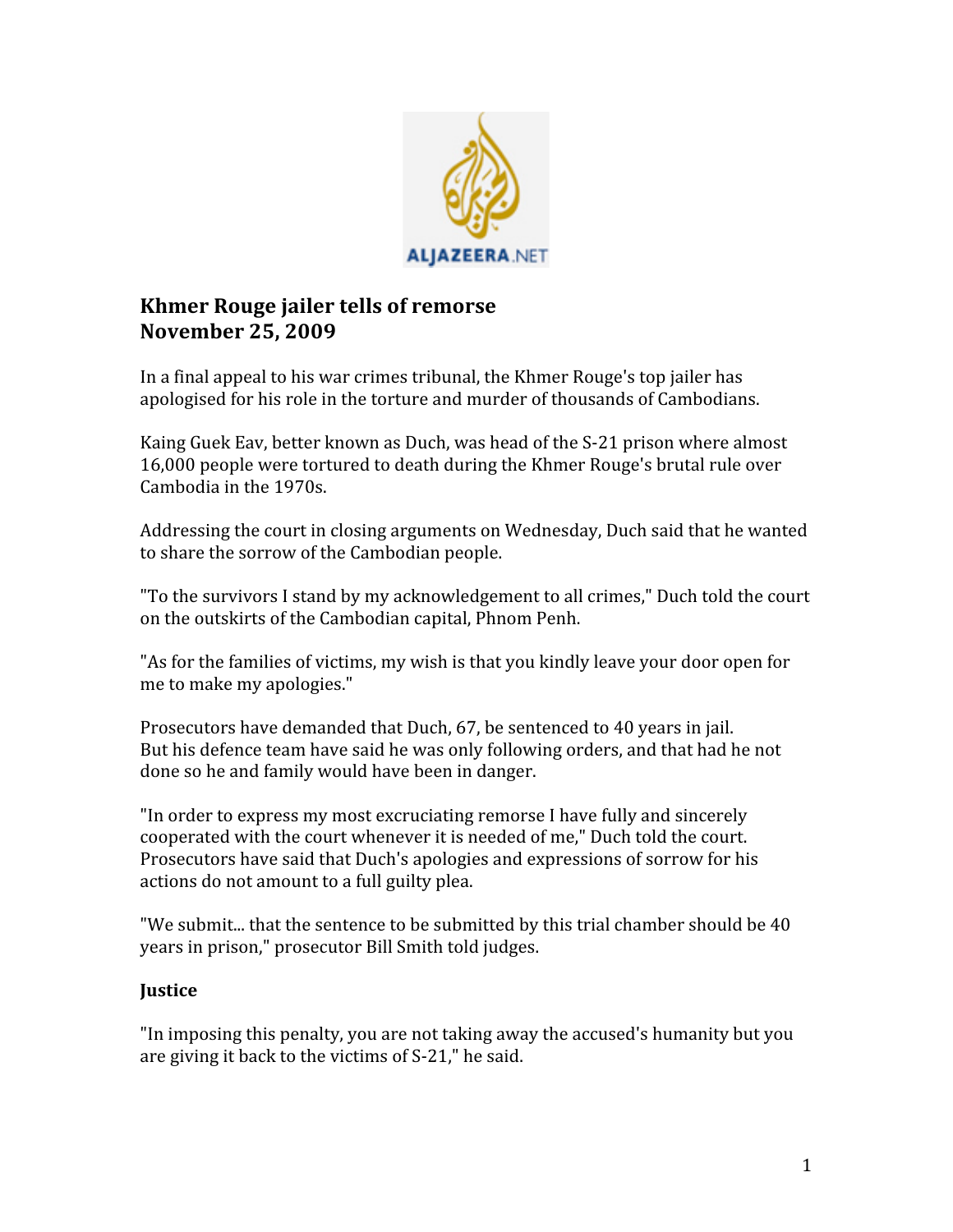# Khmer Rouge jailer tells of remorse
# November 25, 2009

In a final appeal to his war crimes tribunal, the Khmer Rouge's top jailer has apologised for his role in the torture and murder of thousands of Cambodians.

Kaing Guek Eav, better known as Duch, was head of the S-21 prison where almost 16,000 people were tortured to death during the Khmer Rouge's brutal rule over Cambodia in the 1970s.

Addressing the court in closing arguments on Wednesday, Duch said that he wanted to share the sorrow of the Cambodian people.

"To the survivors I stand by my acknowledgement to all crimes," Duch told the court on the outskirts of the Cambodian capital, Phnom Penh.

"As for the families of victims, my wish is that you kindly leave your door open for me to make my apologies."

Prosecutors have demanded that Duch, 67, be sentenced to 40 years in jail. But his defence team have said he was only following orders, and that had he not done so he and family would have been in danger.

"In order to express my most excruciating remorse I have fully and sincerely cooperated with the court whenever it is needed of me," Duch told the court. Prosecutors have said that Duch's apologies and expressions of sorrow for his actions do not amount to a full guilty plea.

"We submit... that the sentence to be submitted by this trial chamber should be 40 years in prison," prosecutor Bill Smith told judges.

### Justice

"In imposing this penalty, you are not taking away the accused's humanity but you are giving it back to the victims of S-21," he said.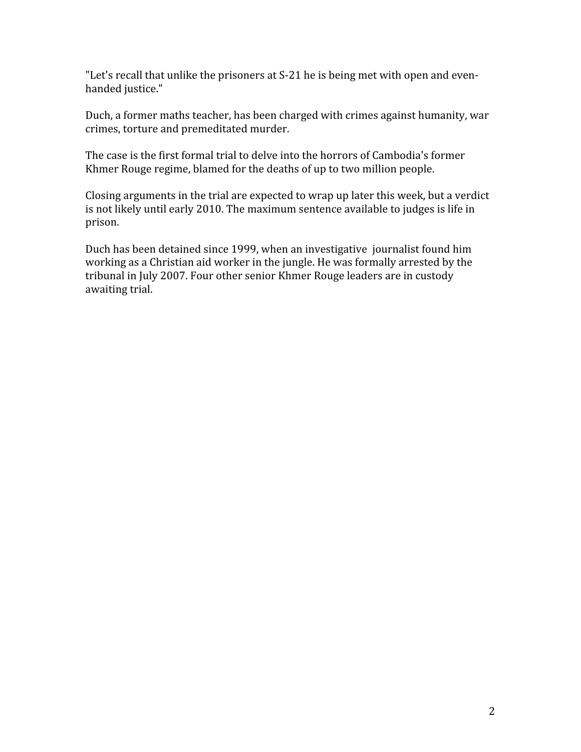"Let's recall that unlike the prisoners at S-21 he is being met with open and even-handed justice."

Duch, a former maths teacher, has been charged with crimes against humanity, war crimes, torture and premeditated murder.

The case is the first formal trial to delve into the horrors of Cambodia's former Khmer Rouge regime, blamed for the deaths of up to two million people.

Closing arguments in the trial are expected to wrap up later this week, but a verdict is not likely until early 2010. The maximum sentence available to judges is life in prison.

Duch has been detained since 1999, when an investigative journalist found him working as a Christian aid worker in the jungle. He was formally arrested by the tribunal in July 2007. Four other senior Khmer Rouge leaders are in custody awaiting trial.